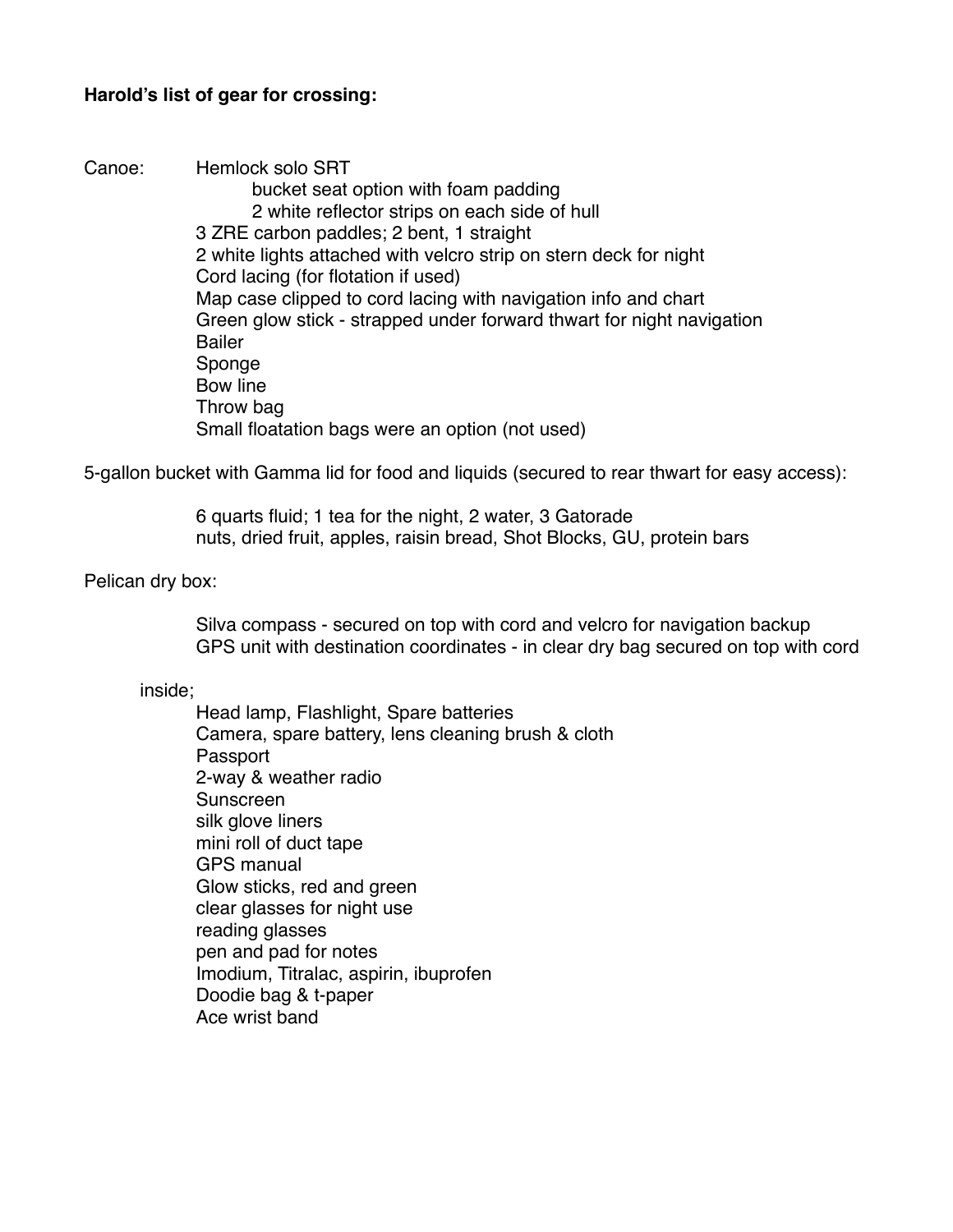**Harold's list of gear for crossing:**

Canoe: Hemlock solo SRT
- bucket seat option with foam padding
- 2 white reflector strips on each side of hull

3 ZRE carbon paddles; 2 bent, 1 straight
2 white lights attached with velcro strip on stern deck for night
Cord lacing (for flotation if used)
Map case clipped to cord lacing with navigation info and chart
Green glow stick - strapped under forward thwart for night navigation
Bailer
Sponge
Bow line
Throw bag
Small floatation bags were an option (not used)

5-gallon bucket with Gamma lid for food and liquids (secured to rear thwart for easy access):

6 quarts fluid; 1 tea for the night, 2 water, 3 Gatorade
nuts, dried fruit, apples, raisin bread, Shot Blocks, GU, protein bars

Pelican dry box:

Silva compass - secured on top with cord and velcro for navigation backup
GPS unit with destination coordinates - in clear dry bag secured on top with cord

inside;

Head lamp, Flashlight, Spare batteries
Camera, spare battery, lens cleaning brush & cloth
Passport
2-way & weather radio
Sunscreen
silk glove liners
mini roll of duct tape
GPS manual
Glow sticks, red and green
clear glasses for night use
reading glasses
pen and pad for notes
Imodium, Titralac, aspirin, ibuprofen
Doodie bag & t-paper
Ace wrist band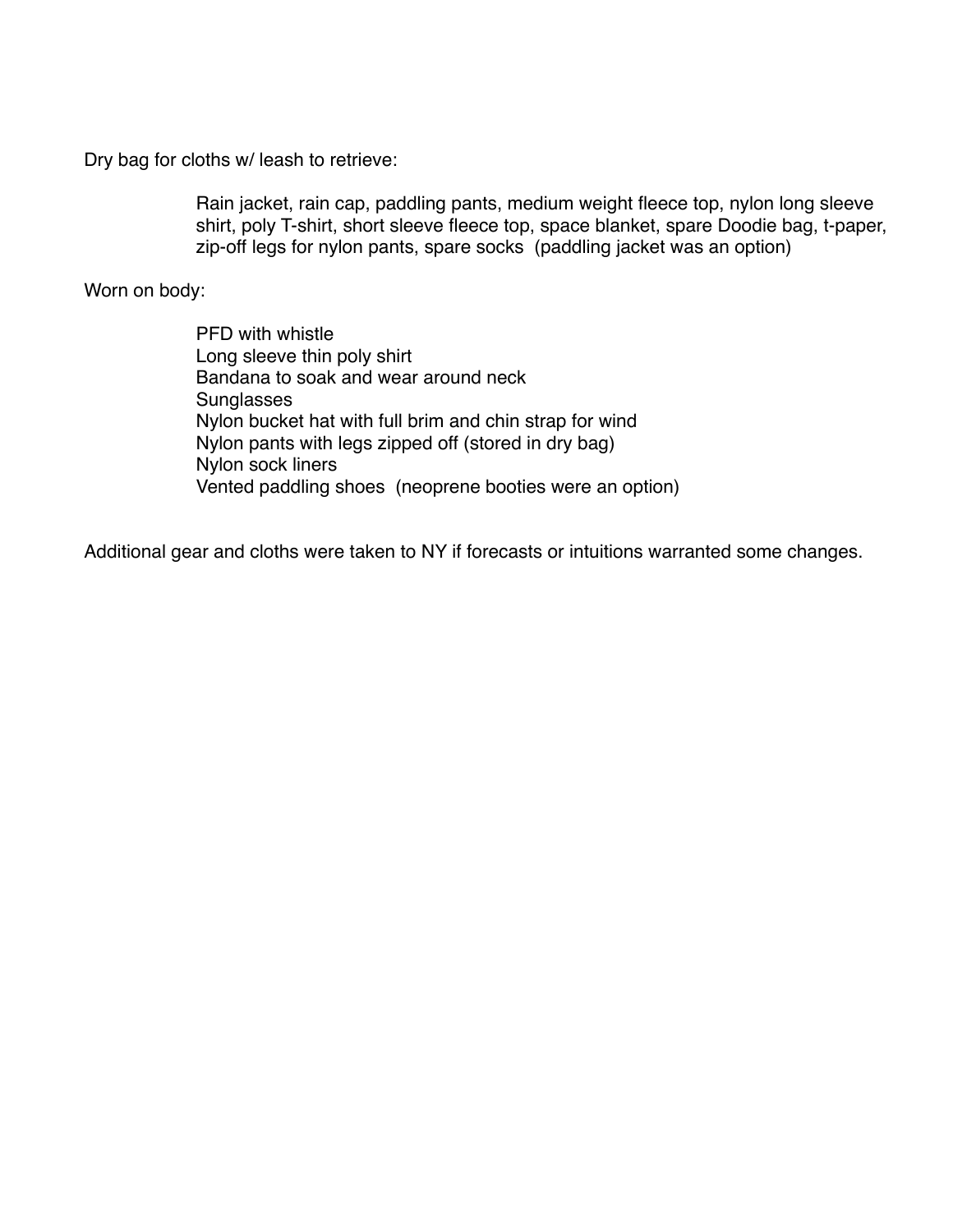Dry bag for cloths w/ leash to retrieve:

Rain jacket, rain cap, paddling pants, medium weight fleece top, nylon long sleeve shirt, poly T-shirt, short sleeve fleece top, space blanket, spare Doodie bag, t-paper, zip-off legs for nylon pants, spare socks (paddling jacket was an option)

Worn on body:

PFD with whistle
Long sleeve thin poly shirt
Bandana to soak and wear around neck
Sunglasses
Nylon bucket hat with full brim and chin strap for wind
Nylon pants with legs zipped off (stored in dry bag)
Nylon sock liners
Vented paddling shoes (neoprene booties were an option)

Additional gear and cloths were taken to NY if forecasts or intuitions warranted some changes.